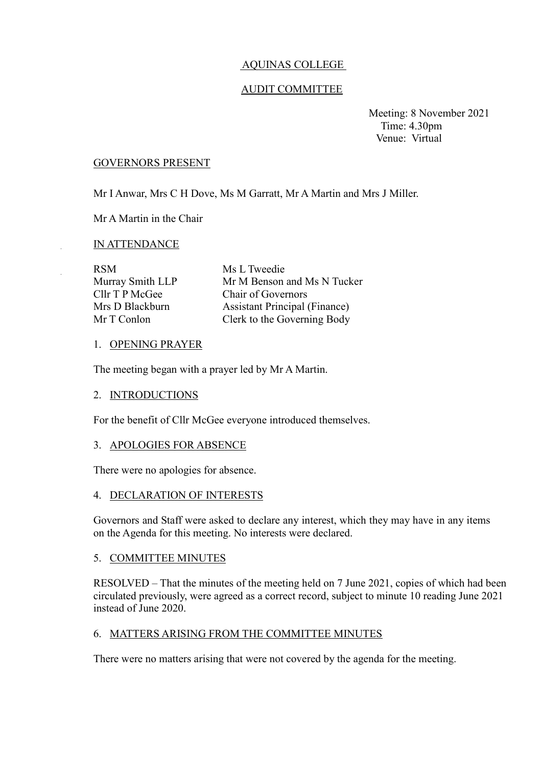# AQUINAS COLLEGE

## AUDIT COMMITTEE

Meeting: 8 November 2021
Time: 4.30pm
Venue: Virtual

### GOVERNORS PRESENT

Mr I Anwar, Mrs C H Dove, Ms M Garratt, Mr A Martin and Mrs J Miller.

Mr A Martin in the Chair

### IN ATTENDANCE

| | |
|---|---|
| RSM | Ms L Tweedie |
| Murray Smith LLP | Mr M Benson and Ms N Tucker |
| Cllr T P McGee | Chair of Governors |
| Mrs D Blackburn | Assistant Principal (Finance) |
| Mr T Conlon | Clerk to the Governing Body |

### 1. OPENING PRAYER

The meeting began with a prayer led by Mr A Martin.

### 2. INTRODUCTIONS

For the benefit of Cllr McGee everyone introduced themselves.

### 3. APOLOGIES FOR ABSENCE

There were no apologies for absence.

### 4. DECLARATION OF INTERESTS

Governors and Staff were asked to declare any interest, which they may have in any items on the Agenda for this meeting. No interests were declared.

### 5. COMMITTEE MINUTES

RESOLVED – That the minutes of the meeting held on 7 June 2021, copies of which had been circulated previously, were agreed as a correct record, subject to minute 10 reading June 2021 instead of June 2020.

### 6. MATTERS ARISING FROM THE COMMITTEE MINUTES

There were no matters arising that were not covered by the agenda for the meeting.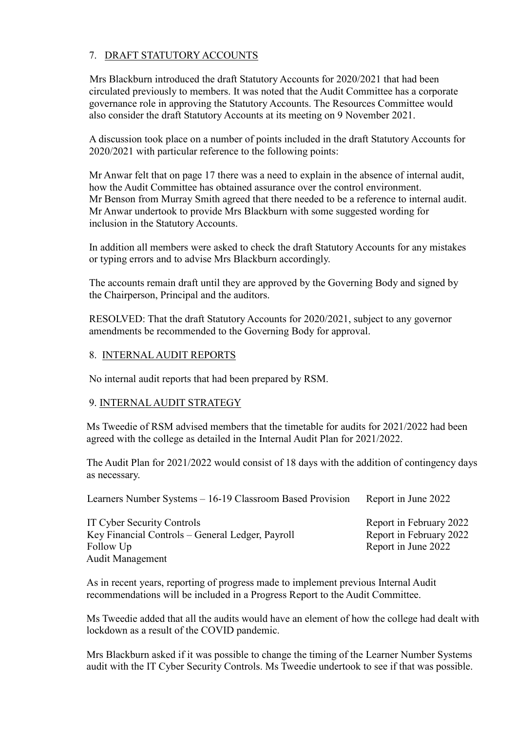## 7. DRAFT STATUTORY ACCOUNTS

Mrs Blackburn introduced the draft Statutory Accounts for 2020/2021 that had been circulated previously to members. It was noted that the Audit Committee has a corporate governance role in approving the Statutory Accounts. The Resources Committee would also consider the draft Statutory Accounts at its meeting on 9 November 2021.

A discussion took place on a number of points included in the draft Statutory Accounts for 2020/2021 with particular reference to the following points:

Mr Anwar felt that on page 17 there was a need to explain in the absence of internal audit, how the Audit Committee has obtained assurance over the control environment. Mr Benson from Murray Smith agreed that there needed to be a reference to internal audit. Mr Anwar undertook to provide Mrs Blackburn with some suggested wording for inclusion in the Statutory Accounts.

In addition all members were asked to check the draft Statutory Accounts for any mistakes or typing errors and to advise Mrs Blackburn accordingly.

The accounts remain draft until they are approved by the Governing Body and signed by the Chairperson, Principal and the auditors.

RESOLVED: That the draft Statutory Accounts for 2020/2021, subject to any governor amendments be recommended to the Governing Body for approval.

## 8. INTERNAL AUDIT REPORTS

No internal audit reports that had been prepared by RSM.

## 9. INTERNAL AUDIT STRATEGY

Ms Tweedie of RSM advised members that the timetable for audits for 2021/2022 had been agreed with the college as detailed in the Internal Audit Plan for 2021/2022.

The Audit Plan for 2021/2022 would consist of 18 days with the addition of contingency days as necessary.

| | |
|---|---|
| Learners Number Systems – 16-19 Classroom Based Provision | Report in June 2022 |
| IT Cyber Security Controls | Report in February 2022 |
| Key Financial Controls – General Ledger, Payroll | Report in February 2022 |
| Follow Up | Report in June 2022 |
| Audit Management | |

As in recent years, reporting of progress made to implement previous Internal Audit recommendations will be included in a Progress Report to the Audit Committee.

Ms Tweedie added that all the audits would have an element of how the college had dealt with lockdown as a result of the COVID pandemic.

Mrs Blackburn asked if it was possible to change the timing of the Learner Number Systems audit with the IT Cyber Security Controls. Ms Tweedie undertook to see if that was possible.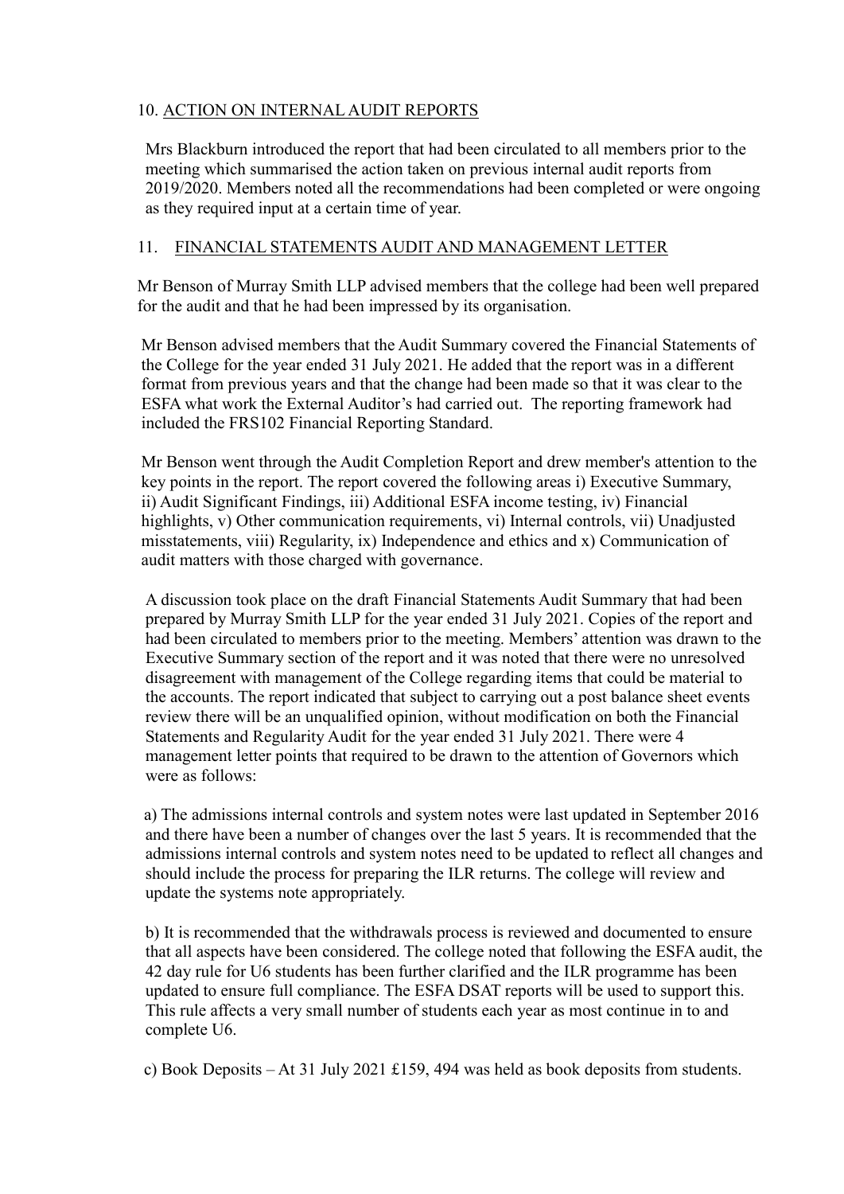## 10. ACTION ON INTERNAL AUDIT REPORTS

Mrs Blackburn introduced the report that had been circulated to all members prior to the meeting which summarised the action taken on previous internal audit reports from 2019/2020. Members noted all the recommendations had been completed or were ongoing as they required input at a certain time of year.

## 11. FINANCIAL STATEMENTS AUDIT AND MANAGEMENT LETTER

Mr Benson of Murray Smith LLP advised members that the college had been well prepared for the audit and that he had been impressed by its organisation.

Mr Benson advised members that the Audit Summary covered the Financial Statements of the College for the year ended 31 July 2021. He added that the report was in a different format from previous years and that the change had been made so that it was clear to the ESFA what work the External Auditor's had carried out. The reporting framework had included the FRS102 Financial Reporting Standard.

Mr Benson went through the Audit Completion Report and drew member's attention to the key points in the report. The report covered the following areas i) Executive Summary, ii) Audit Significant Findings, iii) Additional ESFA income testing, iv) Financial highlights, v) Other communication requirements, vi) Internal controls, vii) Unadjusted misstatements, viii) Regularity, ix) Independence and ethics and x) Communication of audit matters with those charged with governance.

A discussion took place on the draft Financial Statements Audit Summary that had been prepared by Murray Smith LLP for the year ended 31 July 2021. Copies of the report and had been circulated to members prior to the meeting. Members' attention was drawn to the Executive Summary section of the report and it was noted that there were no unresolved disagreement with management of the College regarding items that could be material to the accounts. The report indicated that subject to carrying out a post balance sheet events review there will be an unqualified opinion, without modification on both the Financial Statements and Regularity Audit for the year ended 31 July 2021. There were 4 management letter points that required to be drawn to the attention of Governors which were as follows:

a) The admissions internal controls and system notes were last updated in September 2016 and there have been a number of changes over the last 5 years. It is recommended that the admissions internal controls and system notes need to be updated to reflect all changes and should include the process for preparing the ILR returns. The college will review and update the systems note appropriately.

b) It is recommended that the withdrawals process is reviewed and documented to ensure that all aspects have been considered. The college noted that following the ESFA audit, the 42 day rule for U6 students has been further clarified and the ILR programme has been updated to ensure full compliance. The ESFA DSAT reports will be used to support this. This rule affects a very small number of students each year as most continue in to and complete U6.

c) Book Deposits – At 31 July 2021 £159, 494 was held as book deposits from students.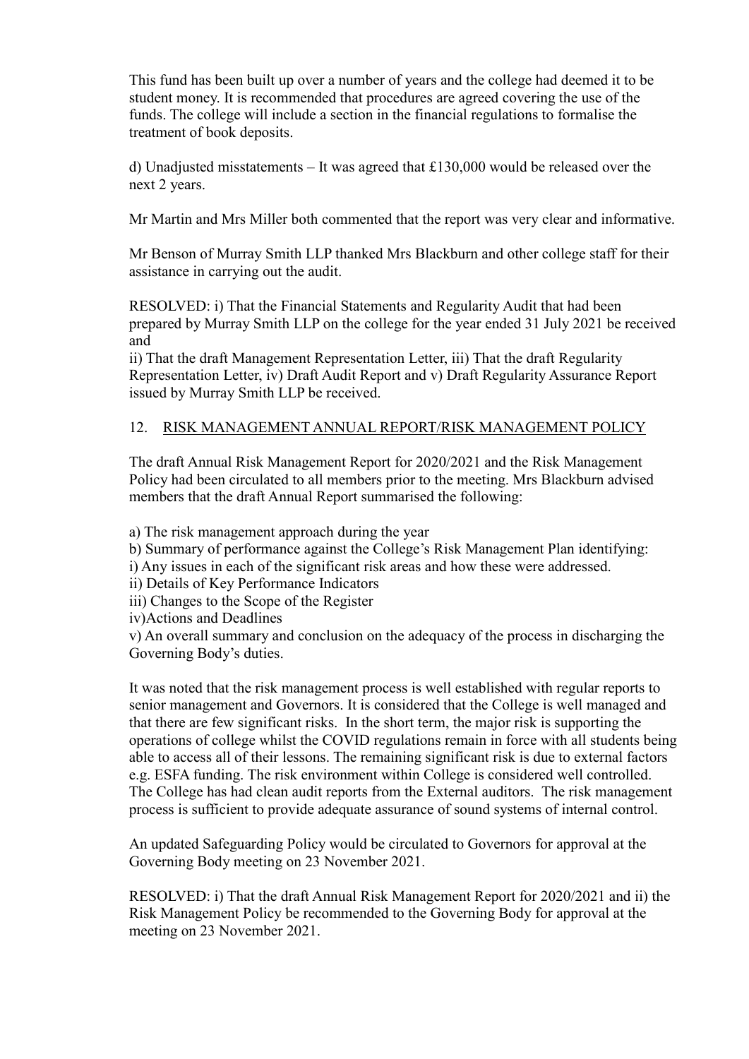This fund has been built up over a number of years and the college had deemed it to be student money. It is recommended that procedures are agreed covering the use of the funds. The college will include a section in the financial regulations to formalise the treatment of book deposits.

d) Unadjusted misstatements – It was agreed that £130,000 would be released over the next 2 years.

Mr Martin and Mrs Miller both commented that the report was very clear and informative.

Mr Benson of Murray Smith LLP thanked Mrs Blackburn and other college staff for their assistance in carrying out the audit.

RESOLVED: i) That the Financial Statements and Regularity Audit that had been prepared by Murray Smith LLP on the college for the year ended 31 July 2021 be received and
ii) That the draft Management Representation Letter, iii) That the draft Regularity Representation Letter, iv) Draft Audit Report and v) Draft Regularity Assurance Report issued by Murray Smith LLP be received.

## 12. RISK MANAGEMENT ANNUAL REPORT/RISK MANAGEMENT POLICY

The draft Annual Risk Management Report for 2020/2021 and the Risk Management Policy had been circulated to all members prior to the meeting. Mrs Blackburn advised members that the draft Annual Report summarised the following:

a) The risk management approach during the year
b) Summary of performance against the College's Risk Management Plan identifying:
i) Any issues in each of the significant risk areas and how these were addressed.
ii) Details of Key Performance Indicators
iii) Changes to the Scope of the Register
iv)Actions and Deadlines
v) An overall summary and conclusion on the adequacy of the process in discharging the Governing Body's duties.

It was noted that the risk management process is well established with regular reports to senior management and Governors. It is considered that the College is well managed and that there are few significant risks. In the short term, the major risk is supporting the operations of college whilst the COVID regulations remain in force with all students being able to access all of their lessons. The remaining significant risk is due to external factors e.g. ESFA funding. The risk environment within College is considered well controlled. The College has had clean audit reports from the External auditors. The risk management process is sufficient to provide adequate assurance of sound systems of internal control.

An updated Safeguarding Policy would be circulated to Governors for approval at the Governing Body meeting on 23 November 2021.

RESOLVED: i) That the draft Annual Risk Management Report for 2020/2021 and ii) the Risk Management Policy be recommended to the Governing Body for approval at the meeting on 23 November 2021.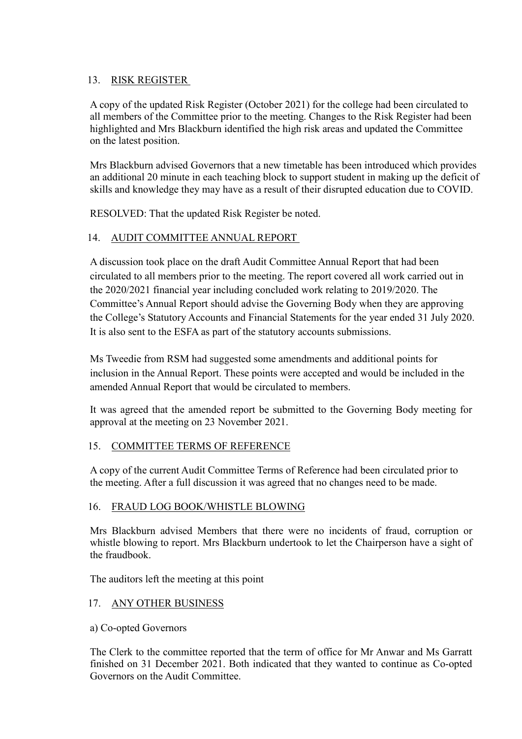## 13. RISK REGISTER

A copy of the updated Risk Register (October 2021) for the college had been circulated to all members of the Committee prior to the meeting. Changes to the Risk Register had been highlighted and Mrs Blackburn identified the high risk areas and updated the Committee on the latest position.

Mrs Blackburn advised Governors that a new timetable has been introduced which provides an additional 20 minute in each teaching block to support student in making up the deficit of skills and knowledge they may have as a result of their disrupted education due to COVID.

RESOLVED: That the updated Risk Register be noted.

## 14. AUDIT COMMITTEE ANNUAL REPORT

A discussion took place on the draft Audit Committee Annual Report that had been circulated to all members prior to the meeting. The report covered all work carried out in the 2020/2021 financial year including concluded work relating to 2019/2020. The Committee's Annual Report should advise the Governing Body when they are approving the College's Statutory Accounts and Financial Statements for the year ended 31 July 2020. It is also sent to the ESFA as part of the statutory accounts submissions.

Ms Tweedie from RSM had suggested some amendments and additional points for inclusion in the Annual Report. These points were accepted and would be included in the amended Annual Report that would be circulated to members.

It was agreed that the amended report be submitted to the Governing Body meeting for approval at the meeting on 23 November 2021.

## 15. COMMITTEE TERMS OF REFERENCE

A copy of the current Audit Committee Terms of Reference had been circulated prior to the meeting. After a full discussion it was agreed that no changes need to be made.

## 16. FRAUD LOG BOOK/WHISTLE BLOWING

Mrs Blackburn advised Members that there were no incidents of fraud, corruption or whistle blowing to report. Mrs Blackburn undertook to let the Chairperson have a sight of the fraudbook.

The auditors left the meeting at this point

## 17. ANY OTHER BUSINESS

a) Co-opted Governors

The Clerk to the committee reported that the term of office for Mr Anwar and Ms Garratt finished on 31 December 2021. Both indicated that they wanted to continue as Co-opted Governors on the Audit Committee.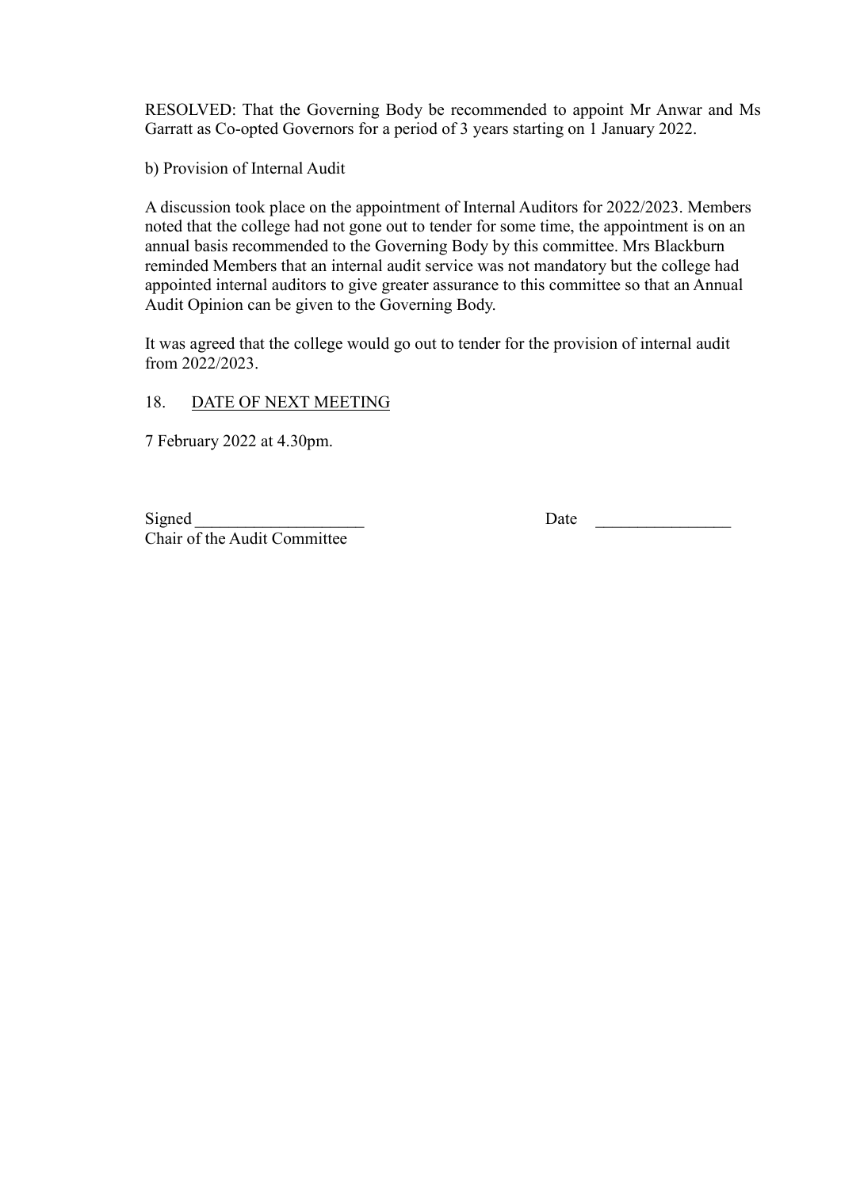RESOLVED: That the Governing Body be recommended to appoint Mr Anwar and Ms Garratt as Co-opted Governors for a period of 3 years starting on 1 January 2022.

b) Provision of Internal Audit

A discussion took place on the appointment of Internal Auditors for 2022/2023. Members noted that the college had not gone out to tender for some time, the appointment is on an annual basis recommended to the Governing Body by this committee. Mrs Blackburn reminded Members that an internal audit service was not mandatory but the college had appointed internal auditors to give greater assurance to this committee so that an Annual Audit Opinion can be given to the Governing Body.

It was agreed that the college would go out to tender for the provision of internal audit from 2022/2023.

18. <u>DATE OF NEXT MEETING</u>

7 February 2022 at 4.30pm.

Signed ____________________ Date ________________

Chair of the Audit Committee